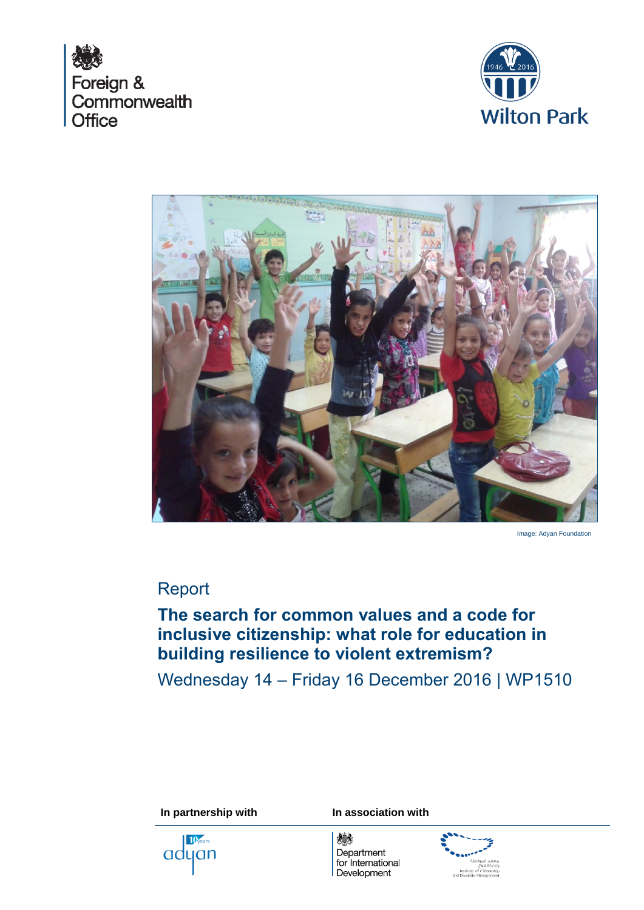Foreign & Commonwealth Office

Wilton Park

Image: Adyan Foundation

Report

# The search for common values and a code for inclusive citizenship: what role for education in building resilience to violent extremism?

Wednesday 14 – Friday 16 December 2016 | WP1510

**In partnership with**

adyan

**In association with**

Department for International Development

Institute of Citizenship and Diversity Management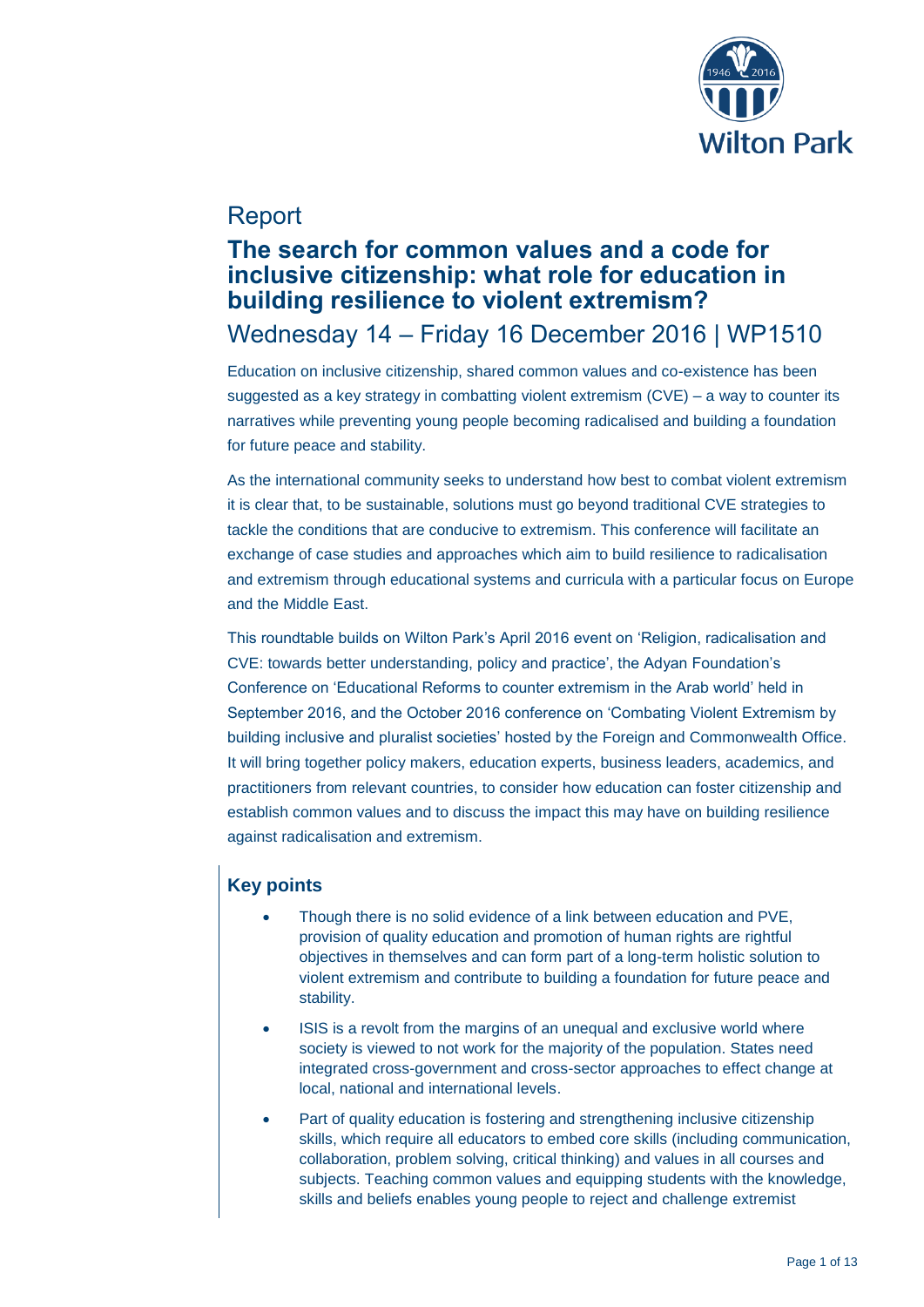# Report

## The search for common values and a code for inclusive citizenship: what role for education in building resilience to violent extremism?

## Wednesday 14 – Friday 16 December 2016 | WP1510

Education on inclusive citizenship, shared common values and co-existence has been suggested as a key strategy in combatting violent extremism (CVE) – a way to counter its narratives while preventing young people becoming radicalised and building a foundation for future peace and stability.

As the international community seeks to understand how best to combat violent extremism it is clear that, to be sustainable, solutions must go beyond traditional CVE strategies to tackle the conditions that are conducive to extremism. This conference will facilitate an exchange of case studies and approaches which aim to build resilience to radicalisation and extremism through educational systems and curricula with a particular focus on Europe and the Middle East.

This roundtable builds on Wilton Park's April 2016 event on 'Religion, radicalisation and CVE: towards better understanding, policy and practice', the Adyan Foundation's Conference on 'Educational Reforms to counter extremism in the Arab world' held in September 2016, and the October 2016 conference on 'Combating Violent Extremism by building inclusive and pluralist societies' hosted by the Foreign and Commonwealth Office. It will bring together policy makers, education experts, business leaders, academics, and practitioners from relevant countries, to consider how education can foster citizenship and establish common values and to discuss the impact this may have on building resilience against radicalisation and extremism.

### Key points

- Though there is no solid evidence of a link between education and PVE, provision of quality education and promotion of human rights are rightful objectives in themselves and can form part of a long-term holistic solution to violent extremism and contribute to building a foundation for future peace and stability.
- ISIS is a revolt from the margins of an unequal and exclusive world where society is viewed to not work for the majority of the population. States need integrated cross-government and cross-sector approaches to effect change at local, national and international levels.
- Part of quality education is fostering and strengthening inclusive citizenship skills, which require all educators to embed core skills (including communication, collaboration, problem solving, critical thinking) and values in all courses and subjects. Teaching common values and equipping students with the knowledge, skills and beliefs enables young people to reject and challenge extremist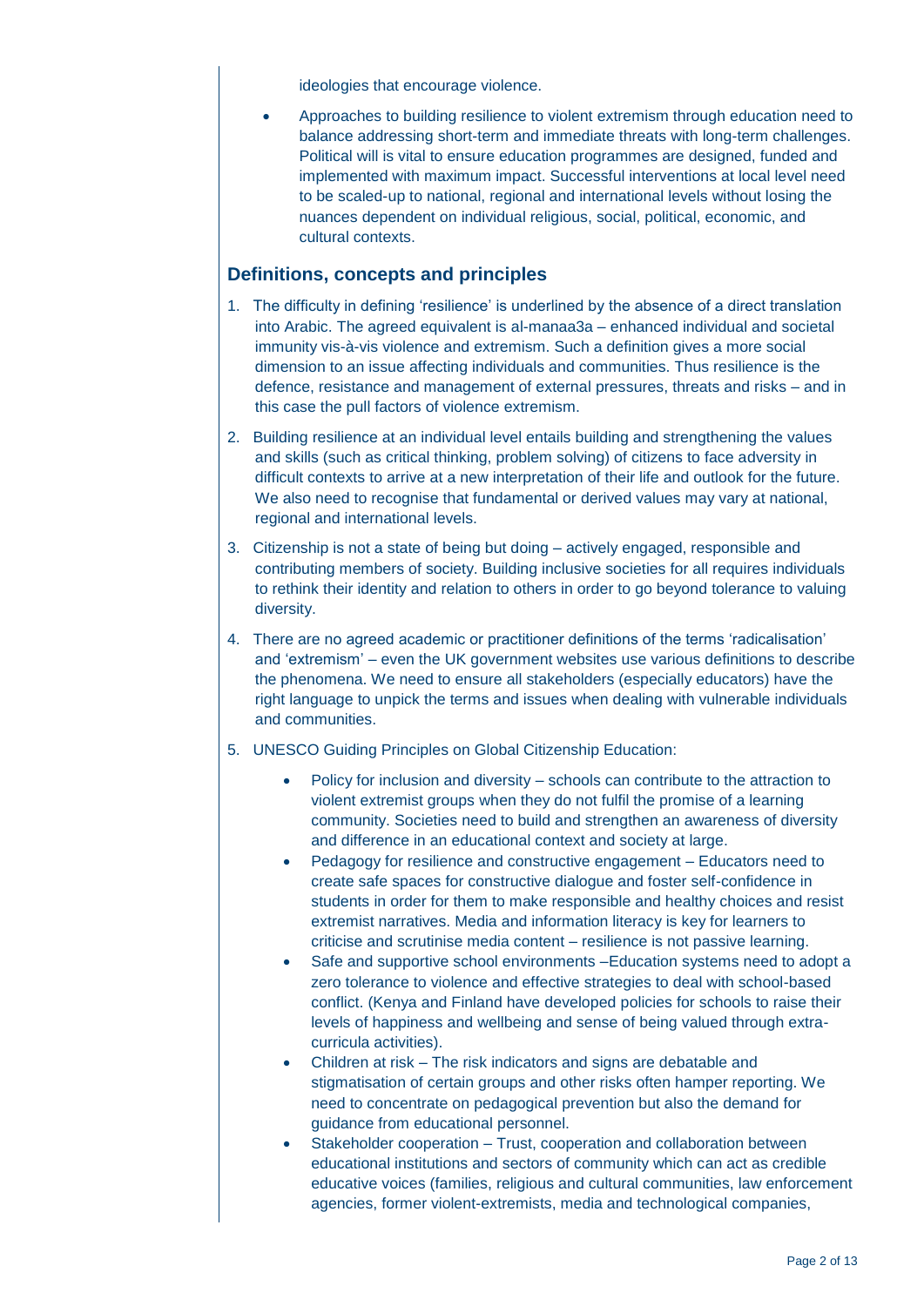ideologies that encourage violence.

- Approaches to building resilience to violent extremism through education need to balance addressing short-term and immediate threats with long-term challenges. Political will is vital to ensure education programmes are designed, funded and implemented with maximum impact. Successful interventions at local level need to be scaled-up to national, regional and international levels without losing the nuances dependent on individual religious, social, political, economic, and cultural contexts.

## Definitions, concepts and principles

1. The difficulty in defining 'resilience' is underlined by the absence of a direct translation into Arabic. The agreed equivalent is al-manaa3a – enhanced individual and societal immunity vis-à-vis violence and extremism. Such a definition gives a more social dimension to an issue affecting individuals and communities. Thus resilience is the defence, resistance and management of external pressures, threats and risks – and in this case the pull factors of violence extremism.

2. Building resilience at an individual level entails building and strengthening the values and skills (such as critical thinking, problem solving) of citizens to face adversity in difficult contexts to arrive at a new interpretation of their life and outlook for the future. We also need to recognise that fundamental or derived values may vary at national, regional and international levels.

3. Citizenship is not a state of being but doing – actively engaged, responsible and contributing members of society. Building inclusive societies for all requires individuals to rethink their identity and relation to others in order to go beyond tolerance to valuing diversity.

4. There are no agreed academic or practitioner definitions of the terms 'radicalisation' and 'extremism' – even the UK government websites use various definitions to describe the phenomena. We need to ensure all stakeholders (especially educators) have the right language to unpick the terms and issues when dealing with vulnerable individuals and communities.

5. UNESCO Guiding Principles on Global Citizenship Education:

   - Policy for inclusion and diversity – schools can contribute to the attraction to violent extremist groups when they do not fulfil the promise of a learning community. Societies need to build and strengthen an awareness of diversity and difference in an educational context and society at large.
   - Pedagogy for resilience and constructive engagement – Educators need to create safe spaces for constructive dialogue and foster self-confidence in students in order for them to make responsible and healthy choices and resist extremist narratives. Media and information literacy is key for learners to criticise and scrutinise media content – resilience is not passive learning.
   - Safe and supportive school environments –Education systems need to adopt a zero tolerance to violence and effective strategies to deal with school-based conflict. (Kenya and Finland have developed policies for schools to raise their levels of happiness and wellbeing and sense of being valued through extra-curricula activities).
   - Children at risk – The risk indicators and signs are debatable and stigmatisation of certain groups and other risks often hamper reporting. We need to concentrate on pedagogical prevention but also the demand for guidance from educational personnel.
   - Stakeholder cooperation – Trust, cooperation and collaboration between educational institutions and sectors of community which can act as credible educative voices (families, religious and cultural communities, law enforcement agencies, former violent-extremists, media and technological companies,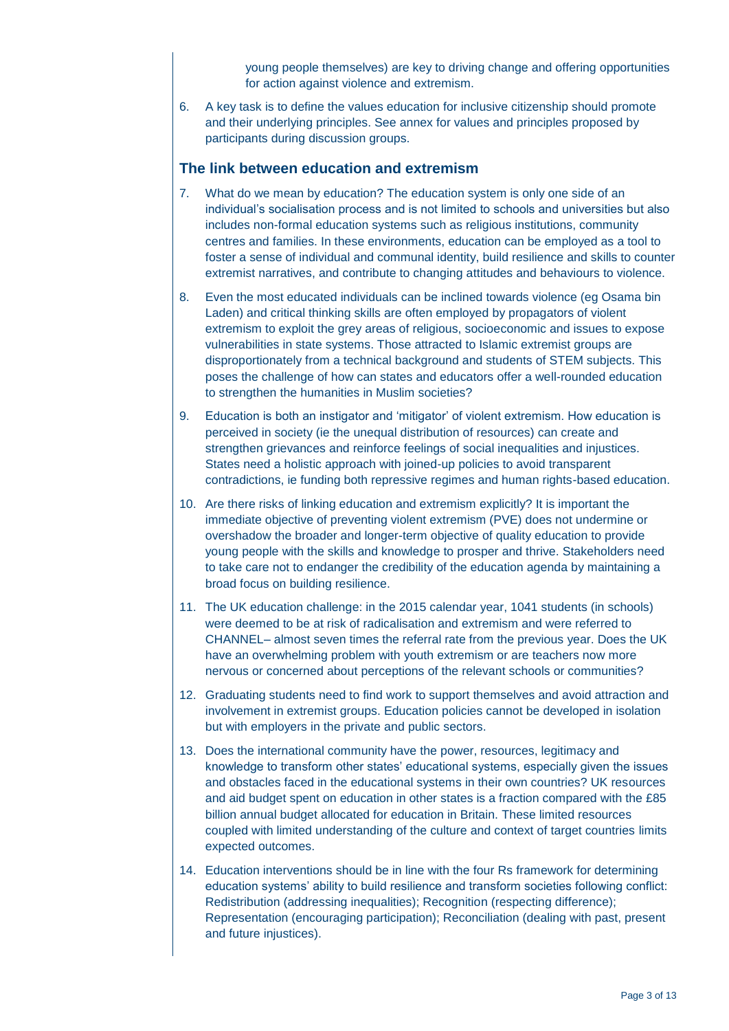young people themselves) are key to driving change and offering opportunities for action against violence and extremism.

6. A key task is to define the values education for inclusive citizenship should promote and their underlying principles. See annex for values and principles proposed by participants during discussion groups.

## The link between education and extremism

7. What do we mean by education? The education system is only one side of an individual's socialisation process and is not limited to schools and universities but also includes non-formal education systems such as religious institutions, community centres and families. In these environments, education can be employed as a tool to foster a sense of individual and communal identity, build resilience and skills to counter extremist narratives, and contribute to changing attitudes and behaviours to violence.

8. Even the most educated individuals can be inclined towards violence (eg Osama bin Laden) and critical thinking skills are often employed by propagators of violent extremism to exploit the grey areas of religious, socioeconomic and issues to expose vulnerabilities in state systems. Those attracted to Islamic extremist groups are disproportionately from a technical background and students of STEM subjects. This poses the challenge of how can states and educators offer a well-rounded education to strengthen the humanities in Muslim societies?

9. Education is both an instigator and 'mitigator' of violent extremism. How education is perceived in society (ie the unequal distribution of resources) can create and strengthen grievances and reinforce feelings of social inequalities and injustices. States need a holistic approach with joined-up policies to avoid transparent contradictions, ie funding both repressive regimes and human rights-based education.

10. Are there risks of linking education and extremism explicitly? It is important the immediate objective of preventing violent extremism (PVE) does not undermine or overshadow the broader and longer-term objective of quality education to provide young people with the skills and knowledge to prosper and thrive. Stakeholders need to take care not to endanger the credibility of the education agenda by maintaining a broad focus on building resilience.

11. The UK education challenge: in the 2015 calendar year, 1041 students (in schools) were deemed to be at risk of radicalisation and extremism and were referred to CHANNEL– almost seven times the referral rate from the previous year. Does the UK have an overwhelming problem with youth extremism or are teachers now more nervous or concerned about perceptions of the relevant schools or communities?

12. Graduating students need to find work to support themselves and avoid attraction and involvement in extremist groups. Education policies cannot be developed in isolation but with employers in the private and public sectors.

13. Does the international community have the power, resources, legitimacy and knowledge to transform other states' educational systems, especially given the issues and obstacles faced in the educational systems in their own countries? UK resources and aid budget spent on education in other states is a fraction compared with the £85 billion annual budget allocated for education in Britain. These limited resources coupled with limited understanding of the culture and context of target countries limits expected outcomes.

14. Education interventions should be in line with the four Rs framework for determining education systems' ability to build resilience and transform societies following conflict: Redistribution (addressing inequalities); Recognition (respecting difference); Representation (encouraging participation); Reconciliation (dealing with past, present and future injustices).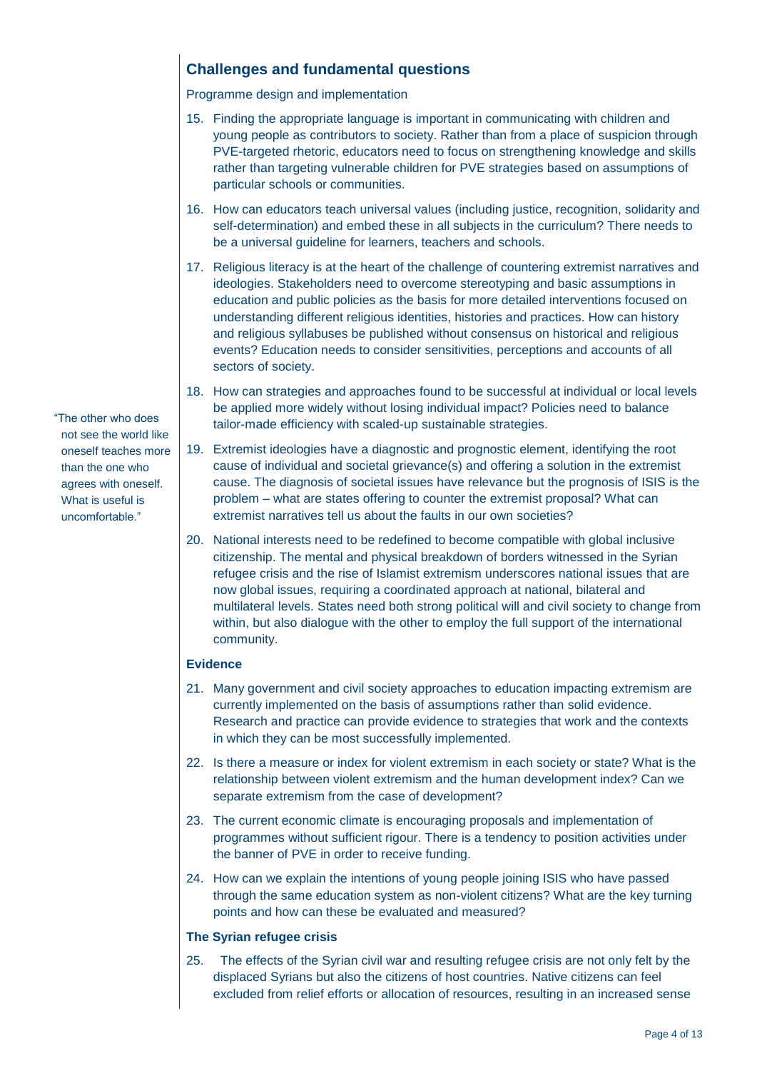## Challenges and fundamental questions

Programme design and implementation

15. Finding the appropriate language is important in communicating with children and young people as contributors to society. Rather than from a place of suspicion through PVE-targeted rhetoric, educators need to focus on strengthening knowledge and skills rather than targeting vulnerable children for PVE strategies based on assumptions of particular schools or communities.
16. How can educators teach universal values (including justice, recognition, solidarity and self-determination) and embed these in all subjects in the curriculum? There needs to be a universal guideline for learners, teachers and schools.
17. Religious literacy is at the heart of the challenge of countering extremist narratives and ideologies. Stakeholders need to overcome stereotyping and basic assumptions in education and public policies as the basis for more detailed interventions focused on understanding different religious identities, histories and practices. How can history and religious syllabuses be published without consensus on historical and religious events? Education needs to consider sensitivities, perceptions and accounts of all sectors of society.
18. How can strategies and approaches found to be successful at individual or local levels be applied more widely without losing individual impact? Policies need to balance tailor-made efficiency with scaled-up sustainable strategies.
19. Extremist ideologies have a diagnostic and prognostic element, identifying the root cause of individual and societal grievance(s) and offering a solution in the extremist cause. The diagnosis of societal issues have relevance but the prognosis of ISIS is the problem – what are states offering to counter the extremist proposal? What can extremist narratives tell us about the faults in our own societies?
20. National interests need to be redefined to become compatible with global inclusive citizenship. The mental and physical breakdown of borders witnessed in the Syrian refugee crisis and the rise of Islamist extremism underscores national issues that are now global issues, requiring a coordinated approach at national, bilateral and multilateral levels. States need both strong political will and civil society to change from within, but also dialogue with the other to employ the full support of the international community.

"The other who does not see the world like oneself teaches more than the one who agrees with oneself. What is useful is uncomfortable."

### Evidence

21. Many government and civil society approaches to education impacting extremism are currently implemented on the basis of assumptions rather than solid evidence. Research and practice can provide evidence to strategies that work and the contexts in which they can be most successfully implemented.
22. Is there a measure or index for violent extremism in each society or state? What is the relationship between violent extremism and the human development index? Can we separate extremism from the case of development?
23. The current economic climate is encouraging proposals and implementation of programmes without sufficient rigour. There is a tendency to position activities under the banner of PVE in order to receive funding.
24. How can we explain the intentions of young people joining ISIS who have passed through the same education system as non-violent citizens? What are the key turning points and how can these be evaluated and measured?

### The Syrian refugee crisis

25. The effects of the Syrian civil war and resulting refugee crisis are not only felt by the displaced Syrians but also the citizens of host countries. Native citizens can feel excluded from relief efforts or allocation of resources, resulting in an increased sense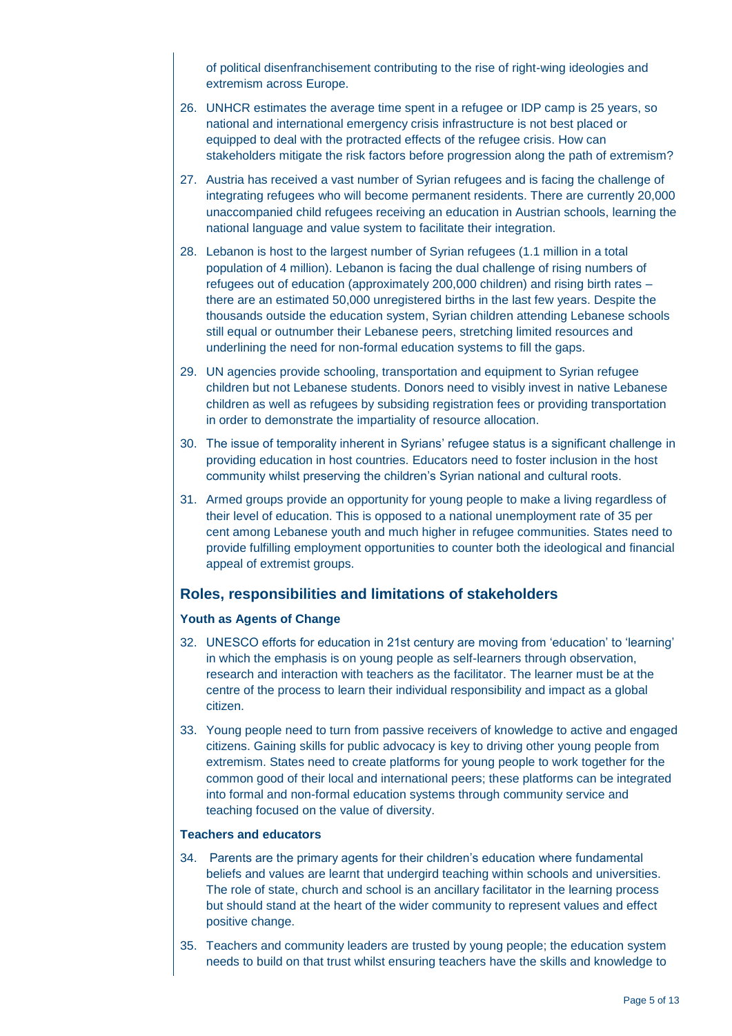of political disenfranchisement contributing to the rise of right-wing ideologies and extremism across Europe.

26. UNHCR estimates the average time spent in a refugee or IDP camp is 25 years, so national and international emergency crisis infrastructure is not best placed or equipped to deal with the protracted effects of the refugee crisis. How can stakeholders mitigate the risk factors before progression along the path of extremism?

27. Austria has received a vast number of Syrian refugees and is facing the challenge of integrating refugees who will become permanent residents. There are currently 20,000 unaccompanied child refugees receiving an education in Austrian schools, learning the national language and value system to facilitate their integration.

28. Lebanon is host to the largest number of Syrian refugees (1.1 million in a total population of 4 million). Lebanon is facing the dual challenge of rising numbers of refugees out of education (approximately 200,000 children) and rising birth rates – there are an estimated 50,000 unregistered births in the last few years. Despite the thousands outside the education system, Syrian children attending Lebanese schools still equal or outnumber their Lebanese peers, stretching limited resources and underlining the need for non-formal education systems to fill the gaps.

29. UN agencies provide schooling, transportation and equipment to Syrian refugee children but not Lebanese students. Donors need to visibly invest in native Lebanese children as well as refugees by subsiding registration fees or providing transportation in order to demonstrate the impartiality of resource allocation.

30. The issue of temporality inherent in Syrians' refugee status is a significant challenge in providing education in host countries. Educators need to foster inclusion in the host community whilst preserving the children's Syrian national and cultural roots.

31. Armed groups provide an opportunity for young people to make a living regardless of their level of education. This is opposed to a national unemployment rate of 35 per cent among Lebanese youth and much higher in refugee communities. States need to provide fulfilling employment opportunities to counter both the ideological and financial appeal of extremist groups.

## Roles, responsibilities and limitations of stakeholders

### Youth as Agents of Change

32. UNESCO efforts for education in 21st century are moving from 'education' to 'learning' in which the emphasis is on young people as self-learners through observation, research and interaction with teachers as the facilitator. The learner must be at the centre of the process to learn their individual responsibility and impact as a global citizen.

33. Young people need to turn from passive receivers of knowledge to active and engaged citizens. Gaining skills for public advocacy is key to driving other young people from extremism. States need to create platforms for young people to work together for the common good of their local and international peers; these platforms can be integrated into formal and non-formal education systems through community service and teaching focused on the value of diversity.

### Teachers and educators

34. Parents are the primary agents for their children's education where fundamental beliefs and values are learnt that undergird teaching within schools and universities. The role of state, church and school is an ancillary facilitator in the learning process but should stand at the heart of the wider community to represent values and effect positive change.

35. Teachers and community leaders are trusted by young people; the education system needs to build on that trust whilst ensuring teachers have the skills and knowledge to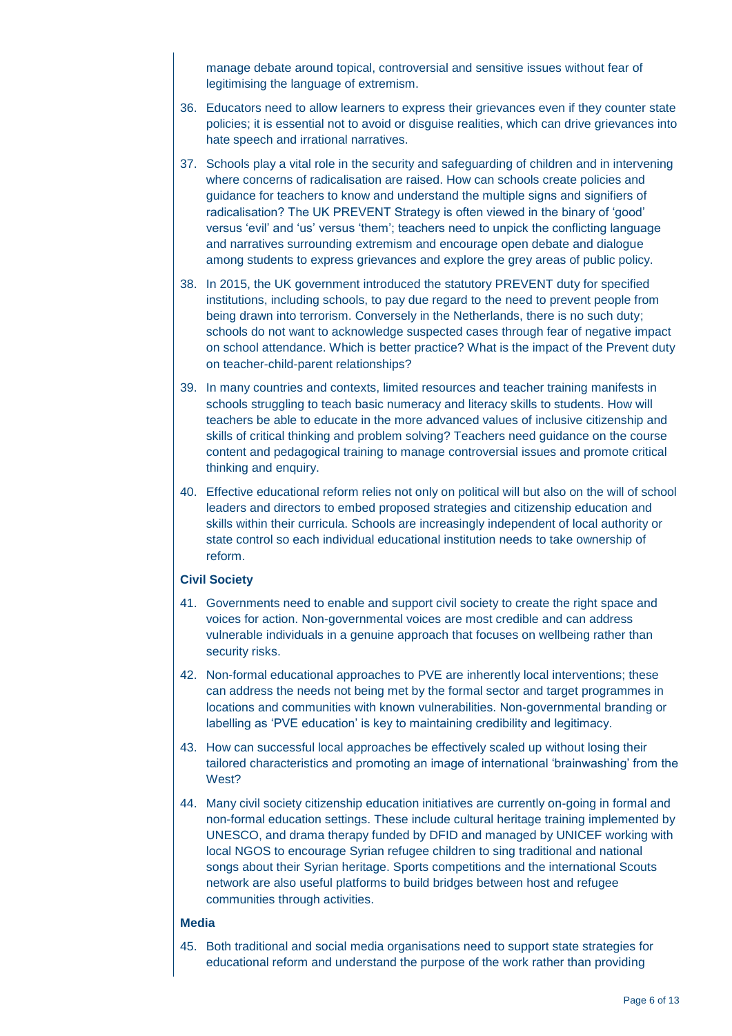manage debate around topical, controversial and sensitive issues without fear of legitimising the language of extremism.

36. Educators need to allow learners to express their grievances even if they counter state policies; it is essential not to avoid or disguise realities, which can drive grievances into hate speech and irrational narratives.

37. Schools play a vital role in the security and safeguarding of children and in intervening where concerns of radicalisation are raised. How can schools create policies and guidance for teachers to know and understand the multiple signs and signifiers of radicalisation? The UK PREVENT Strategy is often viewed in the binary of 'good' versus 'evil' and 'us' versus 'them'; teachers need to unpick the conflicting language and narratives surrounding extremism and encourage open debate and dialogue among students to express grievances and explore the grey areas of public policy.

38. In 2015, the UK government introduced the statutory PREVENT duty for specified institutions, including schools, to pay due regard to the need to prevent people from being drawn into terrorism. Conversely in the Netherlands, there is no such duty; schools do not want to acknowledge suspected cases through fear of negative impact on school attendance. Which is better practice? What is the impact of the Prevent duty on teacher-child-parent relationships?

39. In many countries and contexts, limited resources and teacher training manifests in schools struggling to teach basic numeracy and literacy skills to students. How will teachers be able to educate in the more advanced values of inclusive citizenship and skills of critical thinking and problem solving? Teachers need guidance on the course content and pedagogical training to manage controversial issues and promote critical thinking and enquiry.

40. Effective educational reform relies not only on political will but also on the will of school leaders and directors to embed proposed strategies and citizenship education and skills within their curricula. Schools are increasingly independent of local authority or state control so each individual educational institution needs to take ownership of reform.

### Civil Society

41. Governments need to enable and support civil society to create the right space and voices for action. Non-governmental voices are most credible and can address vulnerable individuals in a genuine approach that focuses on wellbeing rather than security risks.

42. Non-formal educational approaches to PVE are inherently local interventions; these can address the needs not being met by the formal sector and target programmes in locations and communities with known vulnerabilities. Non-governmental branding or labelling as 'PVE education' is key to maintaining credibility and legitimacy.

43. How can successful local approaches be effectively scaled up without losing their tailored characteristics and promoting an image of international 'brainwashing' from the West?

44. Many civil society citizenship education initiatives are currently on-going in formal and non-formal education settings. These include cultural heritage training implemented by UNESCO, and drama therapy funded by DFID and managed by UNICEF working with local NGOS to encourage Syrian refugee children to sing traditional and national songs about their Syrian heritage. Sports competitions and the international Scouts network are also useful platforms to build bridges between host and refugee communities through activities.

### Media

45. Both traditional and social media organisations need to support state strategies for educational reform and understand the purpose of the work rather than providing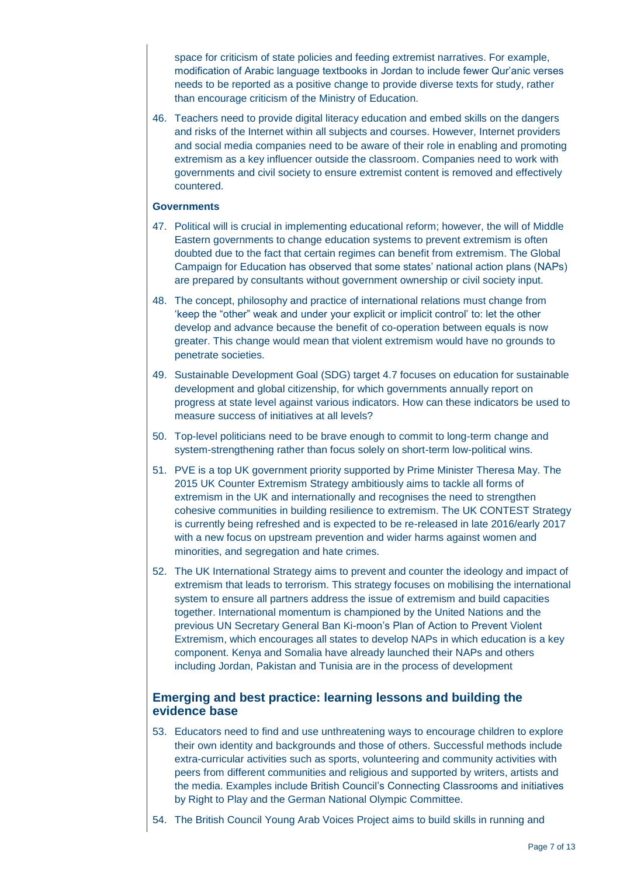space for criticism of state policies and feeding extremist narratives. For example, modification of Arabic language textbooks in Jordan to include fewer Qur'anic verses needs to be reported as a positive change to provide diverse texts for study, rather than encourage criticism of the Ministry of Education.

46. Teachers need to provide digital literacy education and embed skills on the dangers and risks of the Internet within all subjects and courses. However, Internet providers and social media companies need to be aware of their role in enabling and promoting extremism as a key influencer outside the classroom. Companies need to work with governments and civil society to ensure extremist content is removed and effectively countered.

**Governments**

47. Political will is crucial in implementing educational reform; however, the will of Middle Eastern governments to change education systems to prevent extremism is often doubted due to the fact that certain regimes can benefit from extremism. The Global Campaign for Education has observed that some states' national action plans (NAPs) are prepared by consultants without government ownership or civil society input.

48. The concept, philosophy and practice of international relations must change from 'keep the "other" weak and under your explicit or implicit control' to: let the other develop and advance because the benefit of co-operation between equals is now greater. This change would mean that violent extremism would have no grounds to penetrate societies.

49. Sustainable Development Goal (SDG) target 4.7 focuses on education for sustainable development and global citizenship, for which governments annually report on progress at state level against various indicators. How can these indicators be used to measure success of initiatives at all levels?

50. Top-level politicians need to be brave enough to commit to long-term change and system-strengthening rather than focus solely on short-term low-political wins.

51. PVE is a top UK government priority supported by Prime Minister Theresa May. The 2015 UK Counter Extremism Strategy ambitiously aims to tackle all forms of extremism in the UK and internationally and recognises the need to strengthen cohesive communities in building resilience to extremism. The UK CONTEST Strategy is currently being refreshed and is expected to be re-released in late 2016/early 2017 with a new focus on upstream prevention and wider harms against women and minorities, and segregation and hate crimes.

52. The UK International Strategy aims to prevent and counter the ideology and impact of extremism that leads to terrorism. This strategy focuses on mobilising the international system to ensure all partners address the issue of extremism and build capacities together. International momentum is championed by the United Nations and the previous UN Secretary General Ban Ki-moon's Plan of Action to Prevent Violent Extremism, which encourages all states to develop NAPs in which education is a key component. Kenya and Somalia have already launched their NAPs and others including Jordan, Pakistan and Tunisia are in the process of development

## Emerging and best practice: learning lessons and building the evidence base

53. Educators need to find and use unthreatening ways to encourage children to explore their own identity and backgrounds and those of others. Successful methods include extra-curricular activities such as sports, volunteering and community activities with peers from different communities and religious and supported by writers, artists and the media. Examples include British Council's Connecting Classrooms and initiatives by Right to Play and the German National Olympic Committee.

54. The British Council Young Arab Voices Project aims to build skills in running and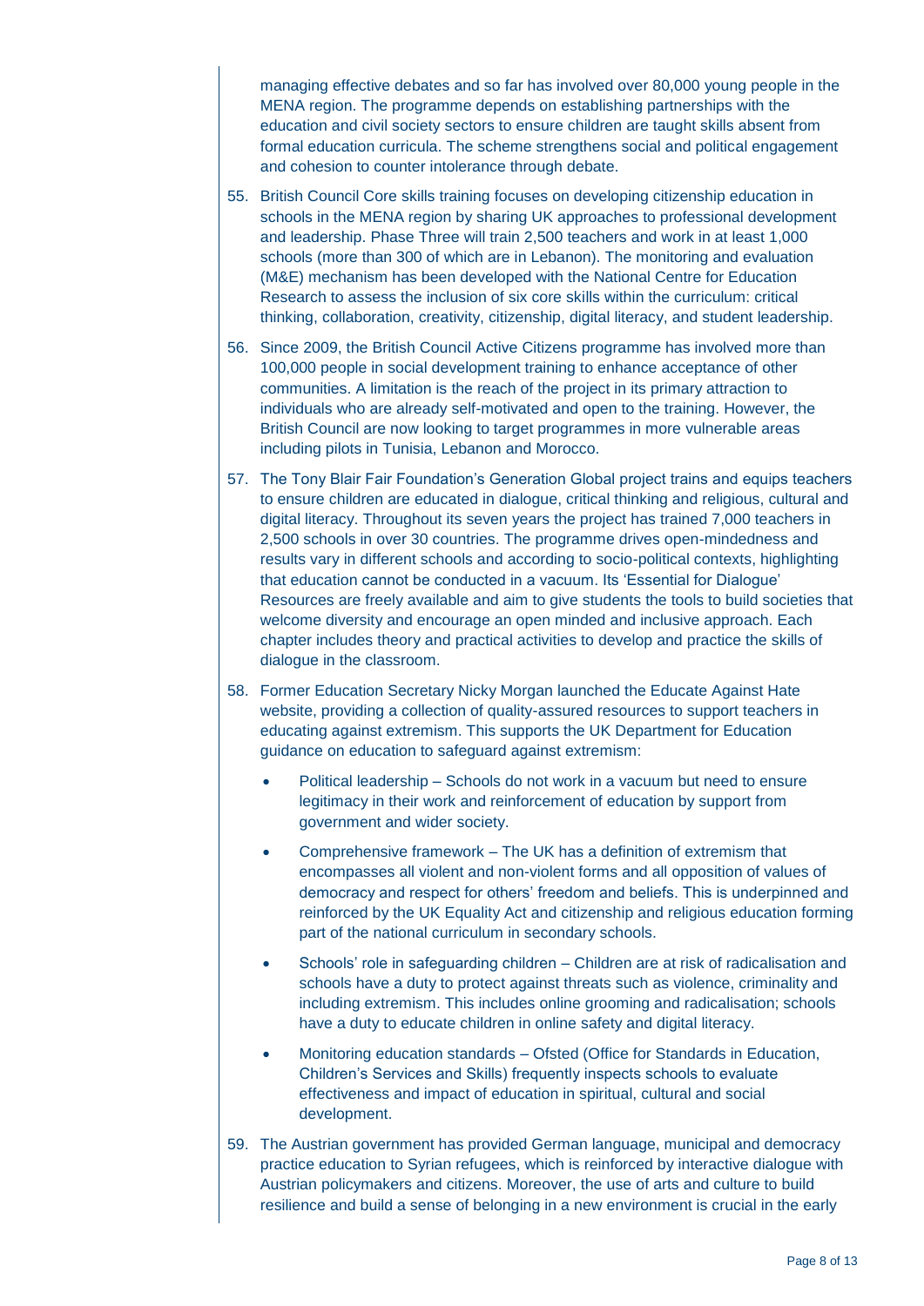managing effective debates and so far has involved over 80,000 young people in the MENA region. The programme depends on establishing partnerships with the education and civil society sectors to ensure children are taught skills absent from formal education curricula. The scheme strengthens social and political engagement and cohesion to counter intolerance through debate.

55. British Council Core skills training focuses on developing citizenship education in schools in the MENA region by sharing UK approaches to professional development and leadership. Phase Three will train 2,500 teachers and work in at least 1,000 schools (more than 300 of which are in Lebanon). The monitoring and evaluation (M&E) mechanism has been developed with the National Centre for Education Research to assess the inclusion of six core skills within the curriculum: critical thinking, collaboration, creativity, citizenship, digital literacy, and student leadership.

56. Since 2009, the British Council Active Citizens programme has involved more than 100,000 people in social development training to enhance acceptance of other communities. A limitation is the reach of the project in its primary attraction to individuals who are already self-motivated and open to the training. However, the British Council are now looking to target programmes in more vulnerable areas including pilots in Tunisia, Lebanon and Morocco.

57. The Tony Blair Fair Foundation's Generation Global project trains and equips teachers to ensure children are educated in dialogue, critical thinking and religious, cultural and digital literacy. Throughout its seven years the project has trained 7,000 teachers in 2,500 schools in over 30 countries. The programme drives open-mindedness and results vary in different schools and according to socio-political contexts, highlighting that education cannot be conducted in a vacuum. Its 'Essential for Dialogue' Resources are freely available and aim to give students the tools to build societies that welcome diversity and encourage an open minded and inclusive approach. Each chapter includes theory and practical activities to develop and practice the skills of dialogue in the classroom.

58. Former Education Secretary Nicky Morgan launched the Educate Against Hate website, providing a collection of quality-assured resources to support teachers in educating against extremism. This supports the UK Department for Education guidance on education to safeguard against extremism:

    - Political leadership – Schools do not work in a vacuum but need to ensure legitimacy in their work and reinforcement of education by support from government and wider society.
    - Comprehensive framework – The UK has a definition of extremism that encompasses all violent and non-violent forms and all opposition of values of democracy and respect for others' freedom and beliefs. This is underpinned and reinforced by the UK Equality Act and citizenship and religious education forming part of the national curriculum in secondary schools.
    - Schools' role in safeguarding children – Children are at risk of radicalisation and schools have a duty to protect against threats such as violence, criminality and including extremism. This includes online grooming and radicalisation; schools have a duty to educate children in online safety and digital literacy.
    - Monitoring education standards – Ofsted (Office for Standards in Education, Children's Services and Skills) frequently inspects schools to evaluate effectiveness and impact of education in spiritual, cultural and social development.

59. The Austrian government has provided German language, municipal and democracy practice education to Syrian refugees, which is reinforced by interactive dialogue with Austrian policymakers and citizens. Moreover, the use of arts and culture to build resilience and build a sense of belonging in a new environment is crucial in the early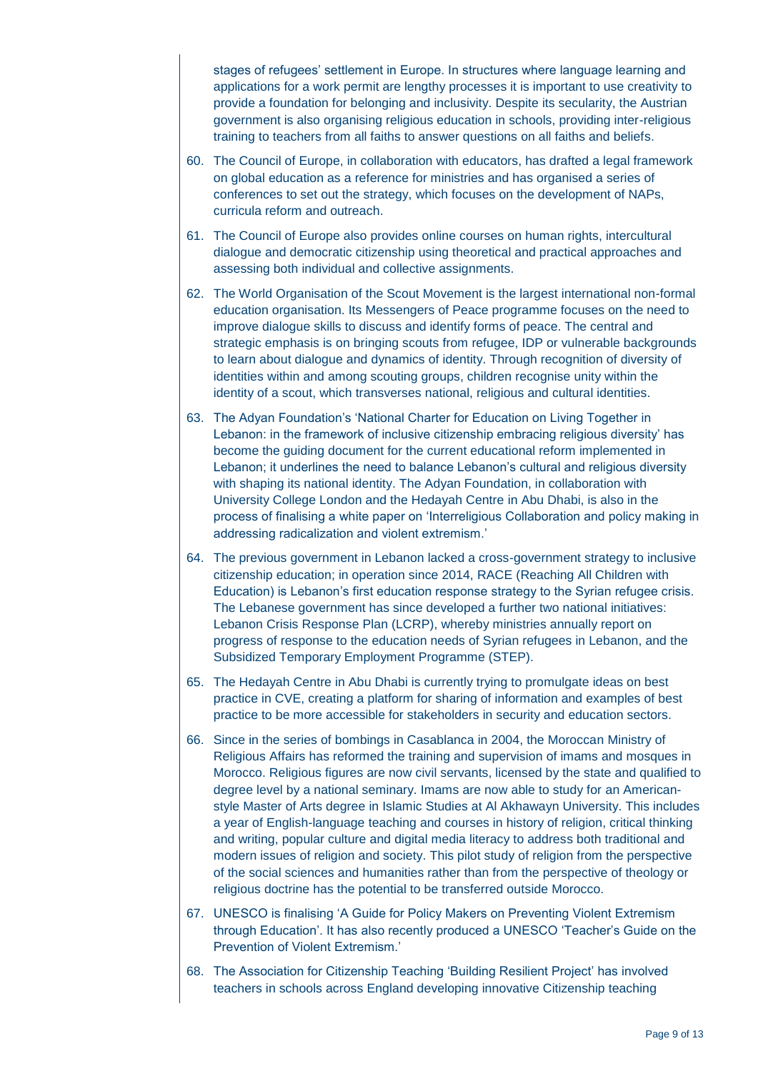stages of refugees' settlement in Europe. In structures where language learning and applications for a work permit are lengthy processes it is important to use creativity to provide a foundation for belonging and inclusivity. Despite its secularity, the Austrian government is also organising religious education in schools, providing inter-religious training to teachers from all faiths to answer questions on all faiths and beliefs.

60. The Council of Europe, in collaboration with educators, has drafted a legal framework on global education as a reference for ministries and has organised a series of conferences to set out the strategy, which focuses on the development of NAPs, curricula reform and outreach.

61. The Council of Europe also provides online courses on human rights, intercultural dialogue and democratic citizenship using theoretical and practical approaches and assessing both individual and collective assignments.

62. The World Organisation of the Scout Movement is the largest international non-formal education organisation. Its Messengers of Peace programme focuses on the need to improve dialogue skills to discuss and identify forms of peace. The central and strategic emphasis is on bringing scouts from refugee, IDP or vulnerable backgrounds to learn about dialogue and dynamics of identity. Through recognition of diversity of identities within and among scouting groups, children recognise unity within the identity of a scout, which transverses national, religious and cultural identities.

63. The Adyan Foundation's 'National Charter for Education on Living Together in Lebanon: in the framework of inclusive citizenship embracing religious diversity' has become the guiding document for the current educational reform implemented in Lebanon; it underlines the need to balance Lebanon's cultural and religious diversity with shaping its national identity. The Adyan Foundation, in collaboration with University College London and the Hedayah Centre in Abu Dhabi, is also in the process of finalising a white paper on 'Interreligious Collaboration and policy making in addressing radicalization and violent extremism.'

64. The previous government in Lebanon lacked a cross-government strategy to inclusive citizenship education; in operation since 2014, RACE (Reaching All Children with Education) is Lebanon's first education response strategy to the Syrian refugee crisis. The Lebanese government has since developed a further two national initiatives: Lebanon Crisis Response Plan (LCRP), whereby ministries annually report on progress of response to the education needs of Syrian refugees in Lebanon, and the Subsidized Temporary Employment Programme (STEP).

65. The Hedayah Centre in Abu Dhabi is currently trying to promulgate ideas on best practice in CVE, creating a platform for sharing of information and examples of best practice to be more accessible for stakeholders in security and education sectors.

66. Since in the series of bombings in Casablanca in 2004, the Moroccan Ministry of Religious Affairs has reformed the training and supervision of imams and mosques in Morocco. Religious figures are now civil servants, licensed by the state and qualified to degree level by a national seminary. Imams are now able to study for an American-style Master of Arts degree in Islamic Studies at Al Akhawayn University. This includes a year of English-language teaching and courses in history of religion, critical thinking and writing, popular culture and digital media literacy to address both traditional and modern issues of religion and society. This pilot study of religion from the perspective of the social sciences and humanities rather than from the perspective of theology or religious doctrine has the potential to be transferred outside Morocco.

67. UNESCO is finalising 'A Guide for Policy Makers on Preventing Violent Extremism through Education'. It has also recently produced a UNESCO 'Teacher's Guide on the Prevention of Violent Extremism.'

68. The Association for Citizenship Teaching 'Building Resilient Project' has involved teachers in schools across England developing innovative Citizenship teaching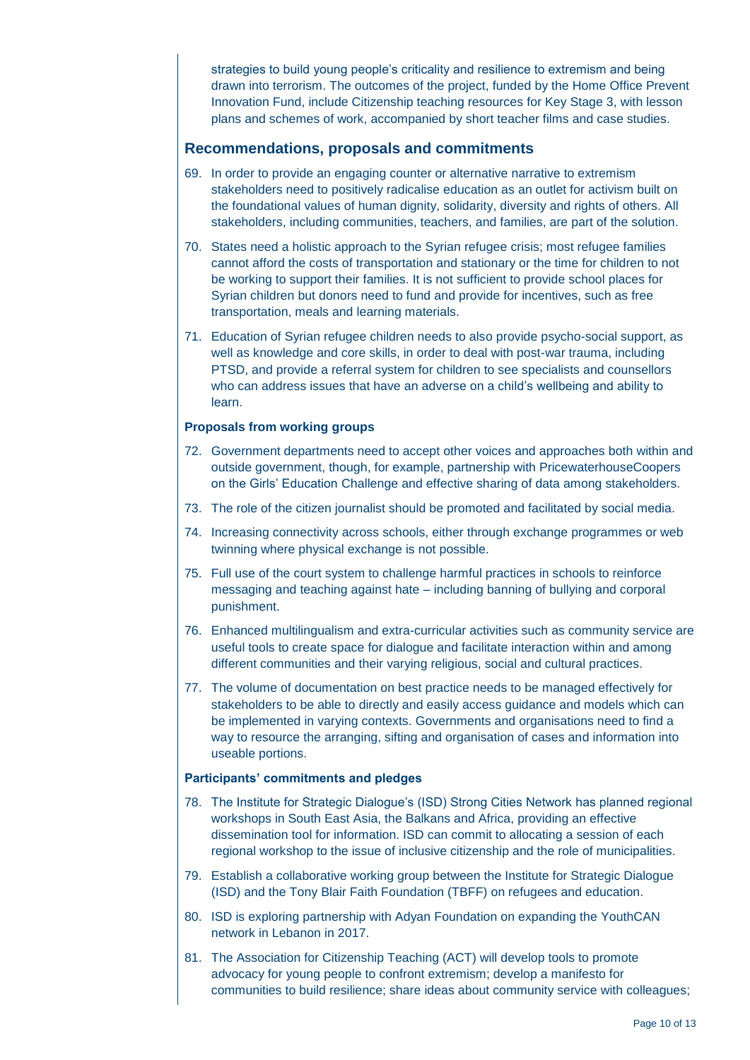strategies to build young people's criticality and resilience to extremism and being drawn into terrorism. The outcomes of the project, funded by the Home Office Prevent Innovation Fund, include Citizenship teaching resources for Key Stage 3, with lesson plans and schemes of work, accompanied by short teacher films and case studies.

## Recommendations, proposals and commitments

69. In order to provide an engaging counter or alternative narrative to extremism stakeholders need to positively radicalise education as an outlet for activism built on the foundational values of human dignity, solidarity, diversity and rights of others. All stakeholders, including communities, teachers, and families, are part of the solution.

70. States need a holistic approach to the Syrian refugee crisis; most refugee families cannot afford the costs of transportation and stationary or the time for children to not be working to support their families. It is not sufficient to provide school places for Syrian children but donors need to fund and provide for incentives, such as free transportation, meals and learning materials.

71. Education of Syrian refugee children needs to also provide psycho-social support, as well as knowledge and core skills, in order to deal with post-war trauma, including PTSD, and provide a referral system for children to see specialists and counsellors who can address issues that have an adverse on a child's wellbeing and ability to learn.

### Proposals from working groups

72. Government departments need to accept other voices and approaches both within and outside government, though, for example, partnership with PricewaterhouseCoopers on the Girls' Education Challenge and effective sharing of data among stakeholders.

73. The role of the citizen journalist should be promoted and facilitated by social media.

74. Increasing connectivity across schools, either through exchange programmes or web twinning where physical exchange is not possible.

75. Full use of the court system to challenge harmful practices in schools to reinforce messaging and teaching against hate – including banning of bullying and corporal punishment.

76. Enhanced multilingualism and extra-curricular activities such as community service are useful tools to create space for dialogue and facilitate interaction within and among different communities and their varying religious, social and cultural practices.

77. The volume of documentation on best practice needs to be managed effectively for stakeholders to be able to directly and easily access guidance and models which can be implemented in varying contexts. Governments and organisations need to find a way to resource the arranging, sifting and organisation of cases and information into useable portions.

### Participants' commitments and pledges

78. The Institute for Strategic Dialogue's (ISD) Strong Cities Network has planned regional workshops in South East Asia, the Balkans and Africa, providing an effective dissemination tool for information. ISD can commit to allocating a session of each regional workshop to the issue of inclusive citizenship and the role of municipalities.

79. Establish a collaborative working group between the Institute for Strategic Dialogue (ISD) and the Tony Blair Faith Foundation (TBFF) on refugees and education.

80. ISD is exploring partnership with Adyan Foundation on expanding the YouthCAN network in Lebanon in 2017.

81. The Association for Citizenship Teaching (ACT) will develop tools to promote advocacy for young people to confront extremism; develop a manifesto for communities to build resilience; share ideas about community service with colleagues;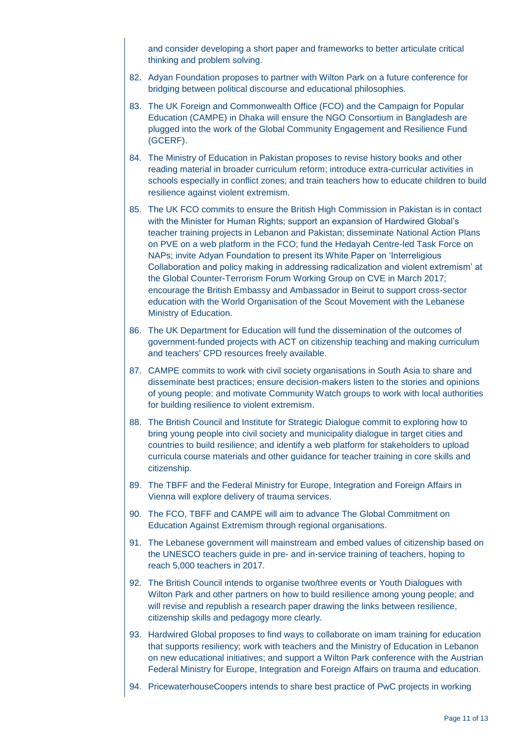and consider developing a short paper and frameworks to better articulate critical thinking and problem solving.

82. Adyan Foundation proposes to partner with Wilton Park on a future conference for bridging between political discourse and educational philosophies.
83. The UK Foreign and Commonwealth Office (FCO) and the Campaign for Popular Education (CAMPE) in Dhaka will ensure the NGO Consortium in Bangladesh are plugged into the work of the Global Community Engagement and Resilience Fund (GCERF).
84. The Ministry of Education in Pakistan proposes to revise history books and other reading material in broader curriculum reform; introduce extra-curricular activities in schools especially in conflict zones; and train teachers how to educate children to build resilience against violent extremism.
85. The UK FCO commits to ensure the British High Commission in Pakistan is in contact with the Minister for Human Rights; support an expansion of Hardwired Global's teacher training projects in Lebanon and Pakistan; disseminate National Action Plans on PVE on a web platform in the FCO; fund the Hedayah Centre-led Task Force on NAPs; invite Adyan Foundation to present its White Paper on 'Interreligious Collaboration and policy making in addressing radicalization and violent extremism' at the Global Counter-Terrorism Forum Working Group on CVE in March 2017; encourage the British Embassy and Ambassador in Beirut to support cross-sector education with the World Organisation of the Scout Movement with the Lebanese Ministry of Education.
86. The UK Department for Education will fund the dissemination of the outcomes of government-funded projects with ACT on citizenship teaching and making curriculum and teachers' CPD resources freely available.
87. CAMPE commits to work with civil society organisations in South Asia to share and disseminate best practices; ensure decision-makers listen to the stories and opinions of young people; and motivate Community Watch groups to work with local authorities for building resilience to violent extremism.
88. The British Council and Institute for Strategic Dialogue commit to exploring how to bring young people into civil society and municipality dialogue in target cities and countries to build resilience; and identify a web platform for stakeholders to upload curricula course materials and other guidance for teacher training in core skills and citizenship.
89. The TBFF and the Federal Ministry for Europe, Integration and Foreign Affairs in Vienna will explore delivery of trauma services.
90. The FCO, TBFF and CAMPE will aim to advance The Global Commitment on Education Against Extremism through regional organisations.
91. The Lebanese government will mainstream and embed values of citizenship based on the UNESCO teachers guide in pre- and in-service training of teachers, hoping to reach 5,000 teachers in 2017.
92. The British Council intends to organise two/three events or Youth Dialogues with Wilton Park and other partners on how to build resilience among young people; and will revise and republish a research paper drawing the links between resilience, citizenship skills and pedagogy more clearly.
93. Hardwired Global proposes to find ways to collaborate on imam training for education that supports resiliency; work with teachers and the Ministry of Education in Lebanon on new educational initiatives; and support a Wilton Park conference with the Austrian Federal Ministry for Europe, Integration and Foreign Affairs on trauma and education.
94. PricewaterhouseCoopers intends to share best practice of PwC projects in working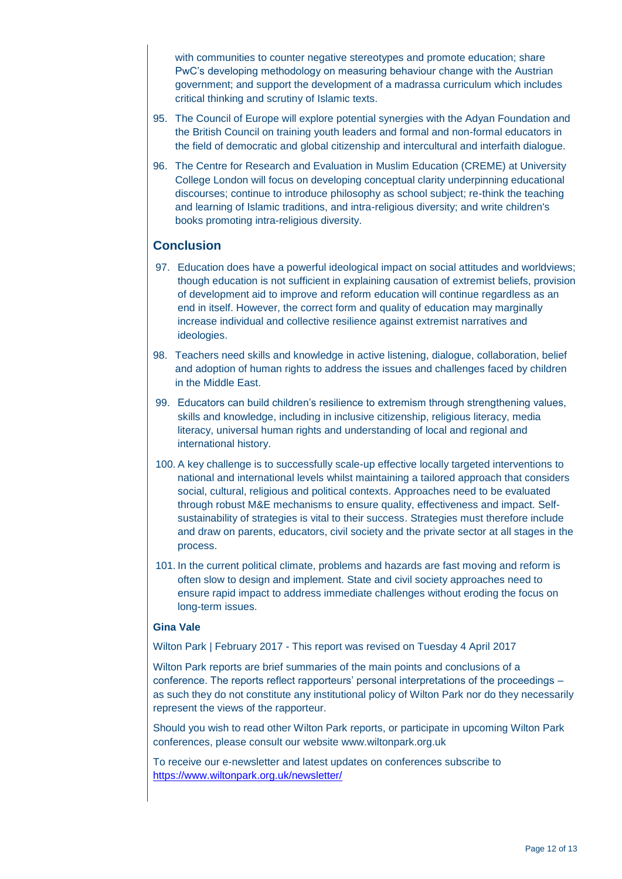with communities to counter negative stereotypes and promote education; share PwC's developing methodology on measuring behaviour change with the Austrian government; and support the development of a madrassa curriculum which includes critical thinking and scrutiny of Islamic texts.

95. The Council of Europe will explore potential synergies with the Adyan Foundation and the British Council on training youth leaders and formal and non-formal educators in the field of democratic and global citizenship and intercultural and interfaith dialogue.

96. The Centre for Research and Evaluation in Muslim Education (CREME) at University College London will focus on developing conceptual clarity underpinning educational discourses; continue to introduce philosophy as school subject; re-think the teaching and learning of Islamic traditions, and intra-religious diversity; and write children's books promoting intra-religious diversity.

## Conclusion

97. Education does have a powerful ideological impact on social attitudes and worldviews; though education is not sufficient in explaining causation of extremist beliefs, provision of development aid to improve and reform education will continue regardless as an end in itself. However, the correct form and quality of education may marginally increase individual and collective resilience against extremist narratives and ideologies.

98. Teachers need skills and knowledge in active listening, dialogue, collaboration, belief and adoption of human rights to address the issues and challenges faced by children in the Middle East.

99. Educators can build children's resilience to extremism through strengthening values, skills and knowledge, including in inclusive citizenship, religious literacy, media literacy, universal human rights and understanding of local and regional and international history.

100. A key challenge is to successfully scale-up effective locally targeted interventions to national and international levels whilst maintaining a tailored approach that considers social, cultural, religious and political contexts. Approaches need to be evaluated through robust M&E mechanisms to ensure quality, effectiveness and impact. Self-sustainability of strategies is vital to their success. Strategies must therefore include and draw on parents, educators, civil society and the private sector at all stages in the process.

101. In the current political climate, problems and hazards are fast moving and reform is often slow to design and implement. State and civil society approaches need to ensure rapid impact to address immediate challenges without eroding the focus on long-term issues.

**Gina Vale**

Wilton Park | February 2017 - This report was revised on Tuesday 4 April 2017

Wilton Park reports are brief summaries of the main points and conclusions of a conference. The reports reflect rapporteurs' personal interpretations of the proceedings – as such they do not constitute any institutional policy of Wilton Park nor do they necessarily represent the views of the rapporteur.

Should you wish to read other Wilton Park reports, or participate in upcoming Wilton Park conferences, please consult our website www.wiltonpark.org.uk

To receive our e-newsletter and latest updates on conferences subscribe to https://www.wiltonpark.org.uk/newsletter/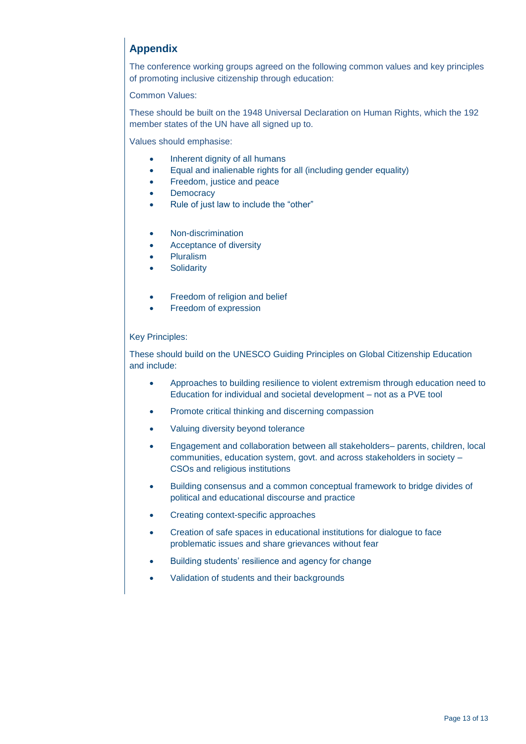## Appendix

The conference working groups agreed on the following common values and key principles of promoting inclusive citizenship through education:

Common Values:

These should be built on the 1948 Universal Declaration on Human Rights, which the 192 member states of the UN have all signed up to.

Values should emphasise:

- Inherent dignity of all humans
- Equal and inalienable rights for all (including gender equality)
- Freedom, justice and peace
- Democracy
- Rule of just law to include the "other"

- Non-discrimination
- Acceptance of diversity
- Pluralism
- Solidarity

- Freedom of religion and belief
- Freedom of expression

Key Principles:

These should build on the UNESCO Guiding Principles on Global Citizenship Education and include:

- Approaches to building resilience to violent extremism through education need to Education for individual and societal development – not as a PVE tool
- Promote critical thinking and discerning compassion
- Valuing diversity beyond tolerance
- Engagement and collaboration between all stakeholders– parents, children, local communities, education system, govt. and across stakeholders in society – CSOs and religious institutions
- Building consensus and a common conceptual framework to bridge divides of political and educational discourse and practice
- Creating context-specific approaches
- Creation of safe spaces in educational institutions for dialogue to face problematic issues and share grievances without fear
- Building students' resilience and agency for change
- Validation of students and their backgrounds